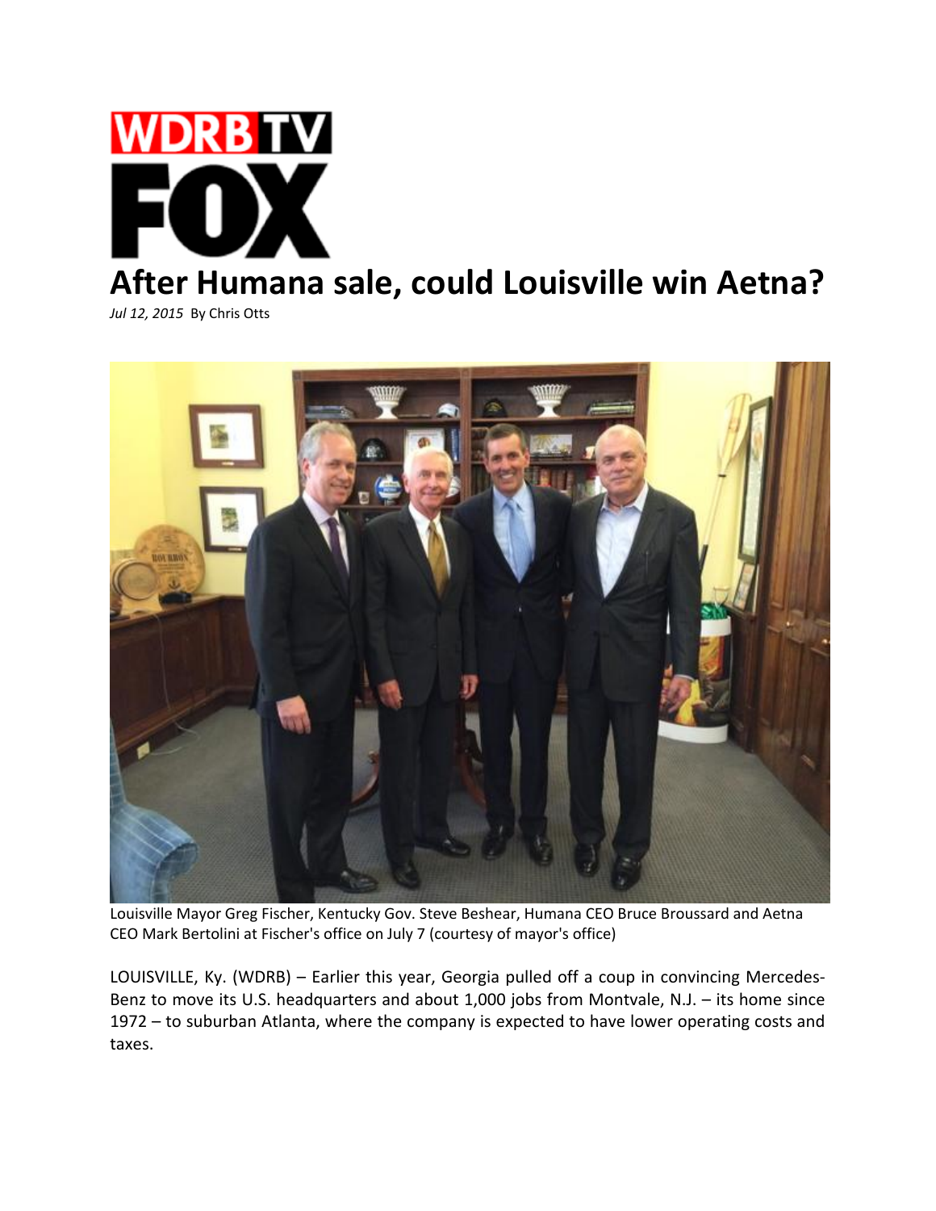# After Humana sale, could Louisville win Aetna?

*Jul 12, 2015* By Chris Otts

Louisville Mayor Greg Fischer, Kentucky Gov. Steve Beshear, Humana CEO Bruce Broussard and Aetna CEO Mark Bertolini at Fischer's office on July 7 (courtesy of mayor's office)

LOUISVILLE, Ky. (WDRB) – Earlier this year, Georgia pulled off a coup in convincing Mercedes-Benz to move its U.S. headquarters and about 1,000 jobs from Montvale, N.J. – its home since 1972 – to suburban Atlanta, where the company is expected to have lower operating costs and taxes.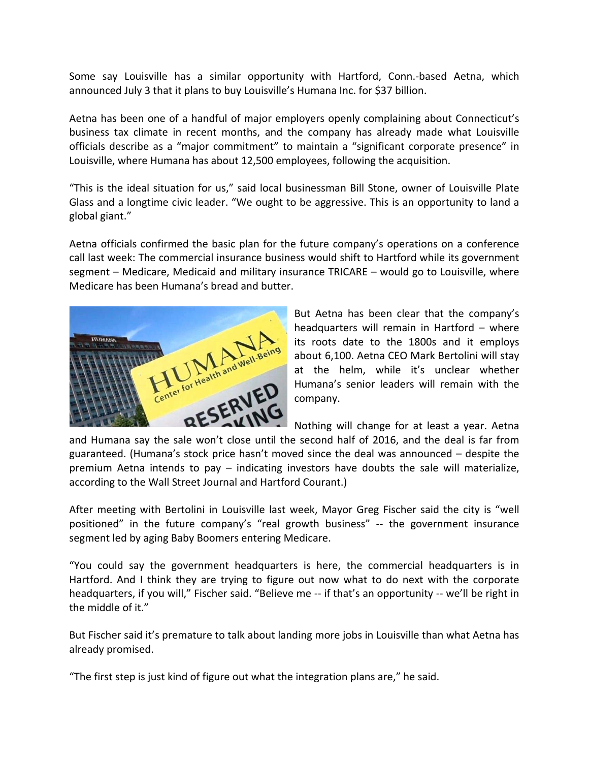Some say Louisville has a similar opportunity with Hartford, Conn.-based Aetna, which announced July 3 that it plans to buy Louisville's Humana Inc. for $37 billion.

Aetna has been one of a handful of major employers openly complaining about Connecticut's business tax climate in recent months, and the company has already made what Louisville officials describe as a "major commitment" to maintain a "significant corporate presence" in Louisville, where Humana has about 12,500 employees, following the acquisition.

"This is the ideal situation for us," said local businessman Bill Stone, owner of Louisville Plate Glass and a longtime civic leader. "We ought to be aggressive. This is an opportunity to land a global giant."

Aetna officials confirmed the basic plan for the future company's operations on a conference call last week: The commercial insurance business would shift to Hartford while its government segment – Medicare, Medicaid and military insurance TRICARE – would go to Louisville, where Medicare has been Humana's bread and butter.

But Aetna has been clear that the company's headquarters will remain in Hartford – where its roots date to the 1800s and it employs about 6,100. Aetna CEO Mark Bertolini will stay at the helm, while it's unclear whether Humana's senior leaders will remain with the company.

Nothing will change for at least a year. Aetna and Humana say the sale won't close until the second half of 2016, and the deal is far from guaranteed. (Humana's stock price hasn't moved since the deal was announced – despite the premium Aetna intends to pay – indicating investors have doubts the sale will materialize, according to the Wall Street Journal and Hartford Courant.)

After meeting with Bertolini in Louisville last week, Mayor Greg Fischer said the city is "well positioned" in the future company's "real growth business" -- the government insurance segment led by aging Baby Boomers entering Medicare.

"You could say the government headquarters is here, the commercial headquarters is in Hartford. And I think they are trying to figure out now what to do next with the corporate headquarters, if you will," Fischer said. "Believe me -- if that's an opportunity -- we'll be right in the middle of it."

But Fischer said it's premature to talk about landing more jobs in Louisville than what Aetna has already promised.

"The first step is just kind of figure out what the integration plans are," he said.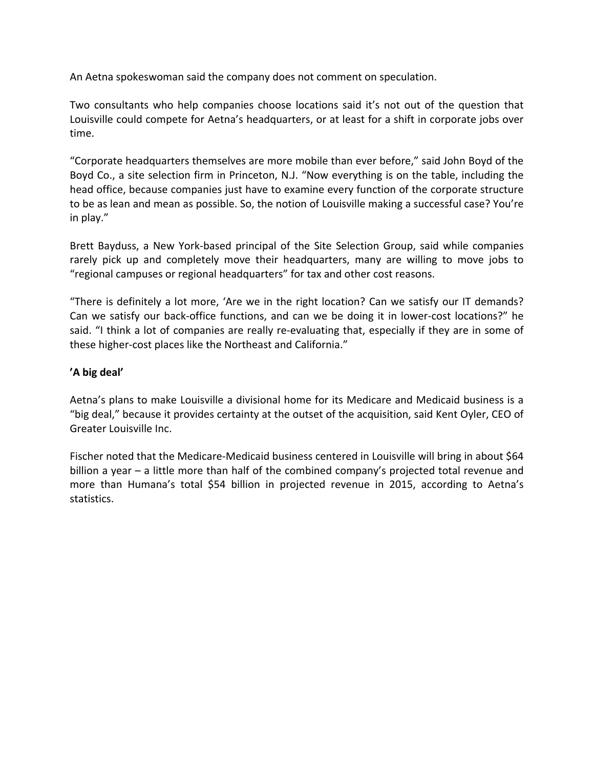An Aetna spokeswoman said the company does not comment on speculation.

Two consultants who help companies choose locations said it's not out of the question that Louisville could compete for Aetna's headquarters, or at least for a shift in corporate jobs over time.

"Corporate headquarters themselves are more mobile than ever before," said John Boyd of the Boyd Co., a site selection firm in Princeton, N.J. "Now everything is on the table, including the head office, because companies just have to examine every function of the corporate structure to be as lean and mean as possible. So, the notion of Louisville making a successful case? You're in play."

Brett Bayduss, a New York-based principal of the Site Selection Group, said while companies rarely pick up and completely move their headquarters, many are willing to move jobs to "regional campuses or regional headquarters" for tax and other cost reasons.

"There is definitely a lot more, 'Are we in the right location? Can we satisfy our IT demands? Can we satisfy our back-office functions, and can we be doing it in lower-cost locations?" he said. "I think a lot of companies are really re-evaluating that, especially if they are in some of these higher-cost places like the Northeast and California."

**'A big deal'**

Aetna's plans to make Louisville a divisional home for its Medicare and Medicaid business is a "big deal," because it provides certainty at the outset of the acquisition, said Kent Oyler, CEO of Greater Louisville Inc.

Fischer noted that the Medicare-Medicaid business centered in Louisville will bring in about $64 billion a year – a little more than half of the combined company's projected total revenue and more than Humana's total $54 billion in projected revenue in 2015, according to Aetna's statistics.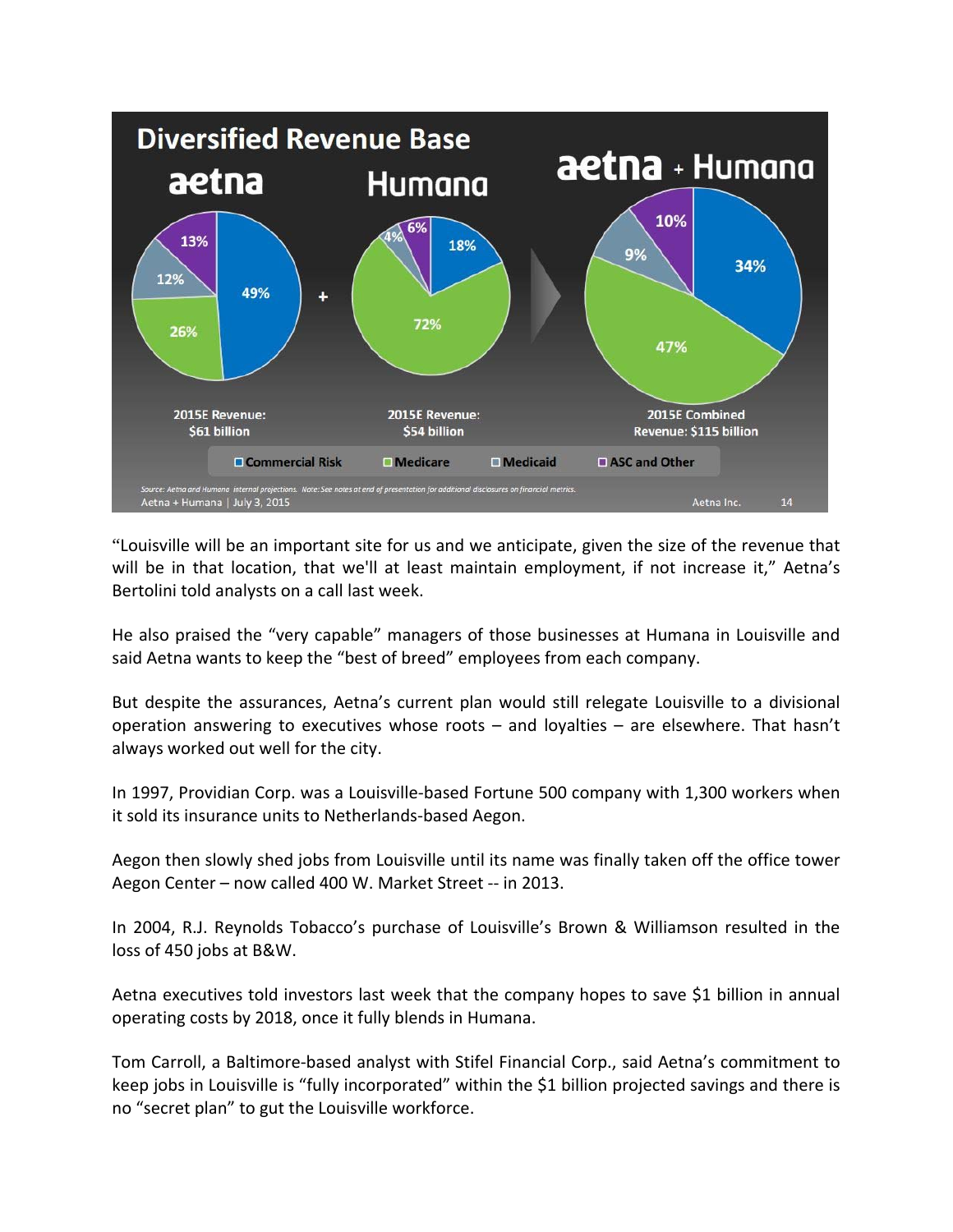"Louisville will be an important site for us and we anticipate, given the size of the revenue that will be in that location, that we'll at least maintain employment, if not increase it," Aetna's Bertolini told analysts on a call last week.

He also praised the "very capable" managers of those businesses at Humana in Louisville and said Aetna wants to keep the "best of breed" employees from each company.

But despite the assurances, Aetna's current plan would still relegate Louisville to a divisional operation answering to executives whose roots – and loyalties – are elsewhere. That hasn't always worked out well for the city.

In 1997, Providian Corp. was a Louisville-based Fortune 500 company with 1,300 workers when it sold its insurance units to Netherlands-based Aegon.

Aegon then slowly shed jobs from Louisville until its name was finally taken off the office tower Aegon Center – now called 400 W. Market Street -- in 2013.

In 2004, R.J. Reynolds Tobacco's purchase of Louisville's Brown & Williamson resulted in the loss of 450 jobs at B&W.

Aetna executives told investors last week that the company hopes to save $1 billion in annual operating costs by 2018, once it fully blends in Humana.

Tom Carroll, a Baltimore-based analyst with Stifel Financial Corp., said Aetna's commitment to keep jobs in Louisville is "fully incorporated" within the $1 billion projected savings and there is no "secret plan" to gut the Louisville workforce.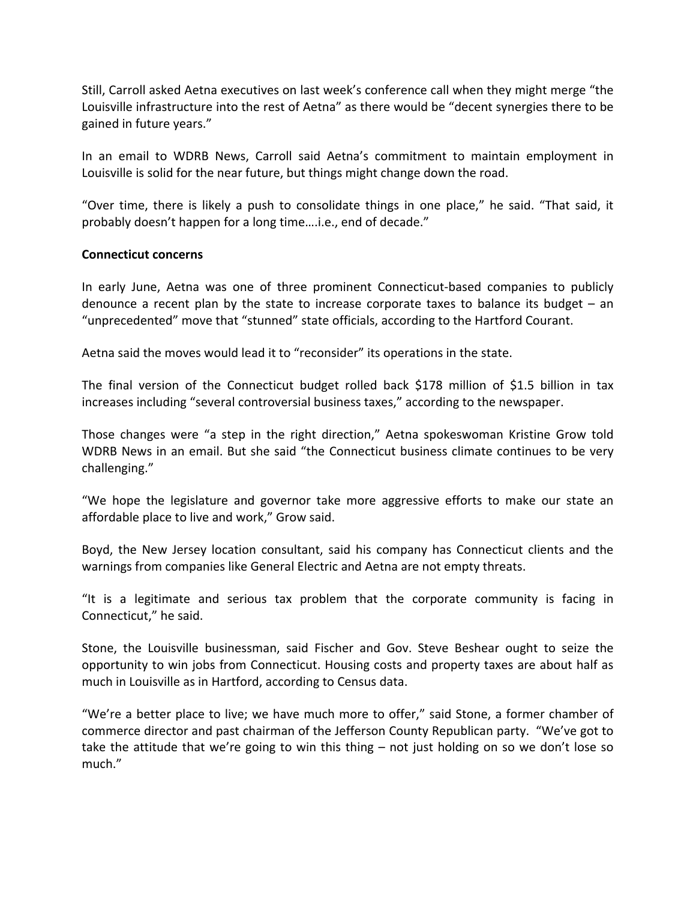Still, Carroll asked Aetna executives on last week's conference call when they might merge "the Louisville infrastructure into the rest of Aetna" as there would be "decent synergies there to be gained in future years."

In an email to WDRB News, Carroll said Aetna's commitment to maintain employment in Louisville is solid for the near future, but things might change down the road.

"Over time, there is likely a push to consolidate things in one place," he said. "That said, it probably doesn't happen for a long time….i.e., end of decade."

**Connecticut concerns**

In early June, Aetna was one of three prominent Connecticut-based companies to publicly denounce a recent plan by the state to increase corporate taxes to balance its budget – an "unprecedented" move that "stunned" state officials, according to the Hartford Courant.

Aetna said the moves would lead it to "reconsider" its operations in the state.

The final version of the Connecticut budget rolled back $178 million of $1.5 billion in tax increases including "several controversial business taxes," according to the newspaper.

Those changes were "a step in the right direction," Aetna spokeswoman Kristine Grow told WDRB News in an email. But she said "the Connecticut business climate continues to be very challenging."

"We hope the legislature and governor take more aggressive efforts to make our state an affordable place to live and work," Grow said.

Boyd, the New Jersey location consultant, said his company has Connecticut clients and the warnings from companies like General Electric and Aetna are not empty threats.

"It is a legitimate and serious tax problem that the corporate community is facing in Connecticut," he said.

Stone, the Louisville businessman, said Fischer and Gov. Steve Beshear ought to seize the opportunity to win jobs from Connecticut. Housing costs and property taxes are about half as much in Louisville as in Hartford, according to Census data.

"We're a better place to live; we have much more to offer," said Stone, a former chamber of commerce director and past chairman of the Jefferson County Republican party. "We've got to take the attitude that we're going to win this thing – not just holding on so we don't lose so much."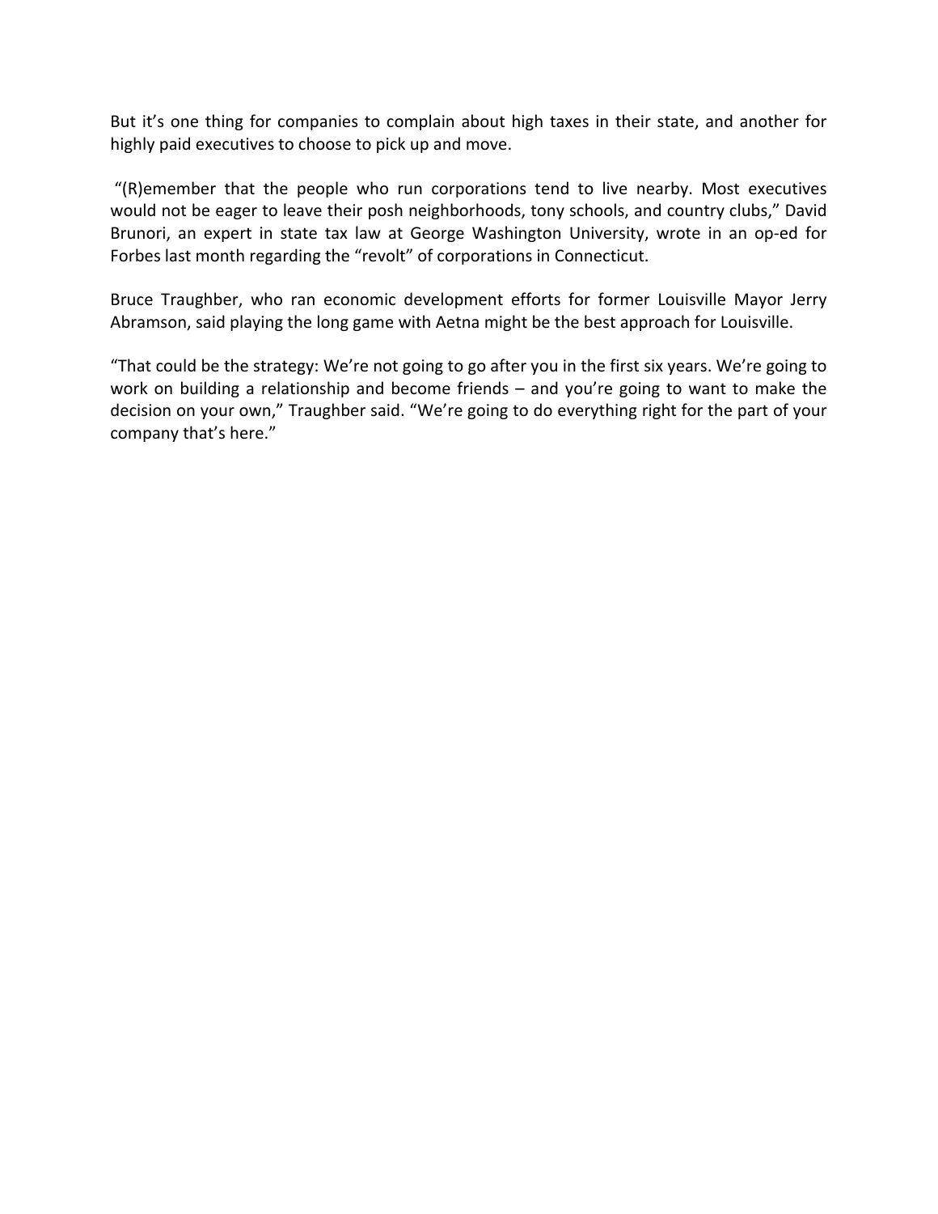But it's one thing for companies to complain about high taxes in their state, and another for highly paid executives to choose to pick up and move.

"(R)emember that the people who run corporations tend to live nearby. Most executives would not be eager to leave their posh neighborhoods, tony schools, and country clubs," David Brunori, an expert in state tax law at George Washington University, wrote in an op-ed for Forbes last month regarding the "revolt" of corporations in Connecticut.

Bruce Traughber, who ran economic development efforts for former Louisville Mayor Jerry Abramson, said playing the long game with Aetna might be the best approach for Louisville.

"That could be the strategy: We're not going to go after you in the first six years. We're going to work on building a relationship and become friends – and you're going to want to make the decision on your own," Traughber said. "We're going to do everything right for the part of your company that's here."